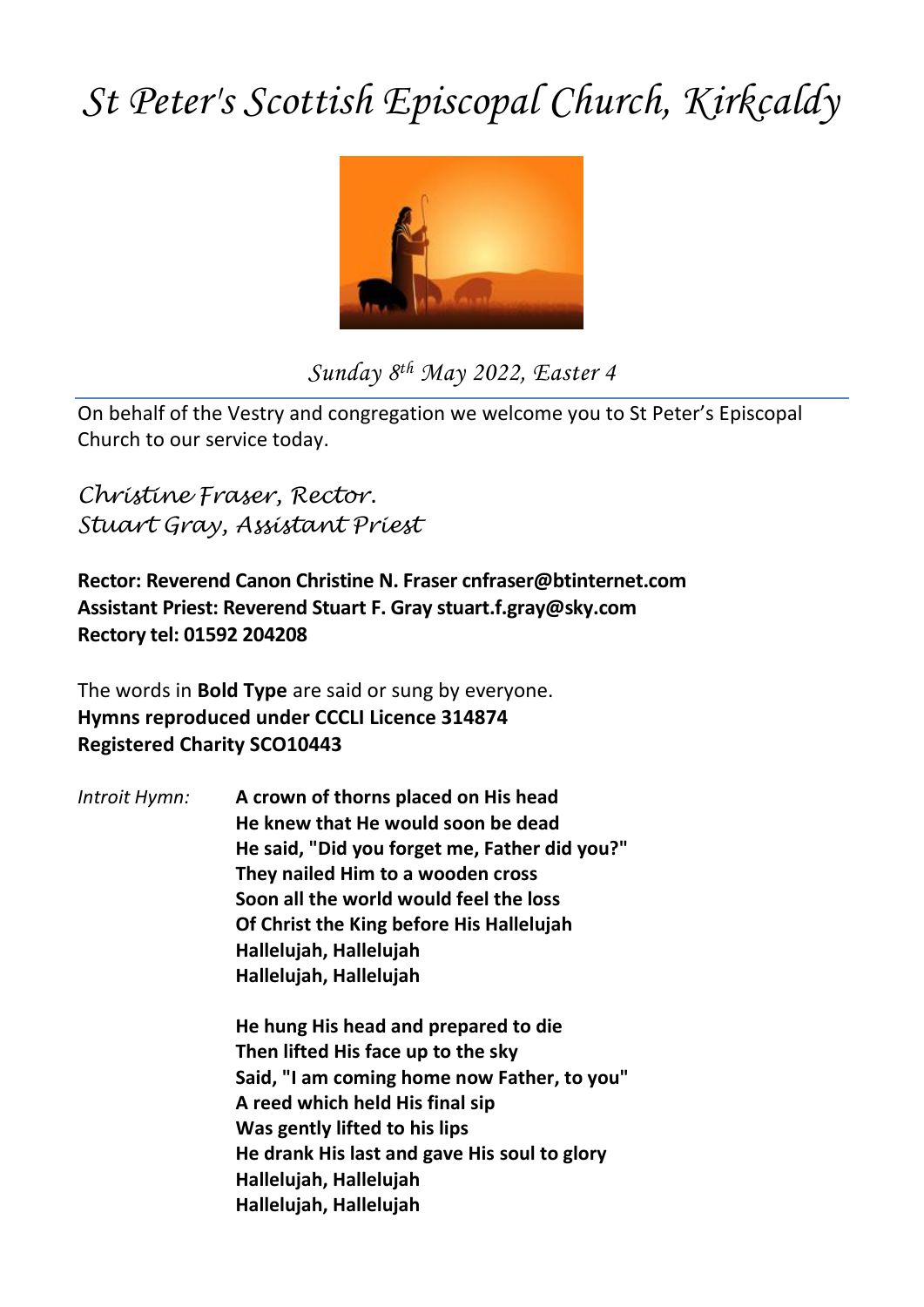# St Peter's Scottish Episcopal Church, Kirkcaldy

*Sunday 8th May 2022, Easter 4*

On behalf of the Vestry and congregation we welcome you to St Peter's Episcopal Church to our service today.

*Christine Fraser, Rector.*
*Stuart Gray, Assistant Priest*

**Rector: Reverend Canon Christine N. Fraser cnfraser@btinternet.com**
**Assistant Priest: Reverend Stuart F. Gray stuart.f.gray@sky.com**
**Rectory tel: 01592 204208**

The words in **Bold Type** are said or sung by everyone.
**Hymns reproduced under CCCLI Licence 314874**
**Registered Charity SCO10443**

*Introit Hymn:*

**A crown of thorns placed on His head**
**He knew that He would soon be dead**
**He said, "Did you forget me, Father did you?"**
**They nailed Him to a wooden cross**
**Soon all the world would feel the loss**
**Of Christ the King before His Hallelujah**
**Hallelujah, Hallelujah**
**Hallelujah, Hallelujah**

**He hung His head and prepared to die**
**Then lifted His face up to the sky**
**Said, "I am coming home now Father, to you"**
**A reed which held His final sip**
**Was gently lifted to his lips**
**He drank His last and gave His soul to glory**
**Hallelujah, Hallelujah**
**Hallelujah, Hallelujah**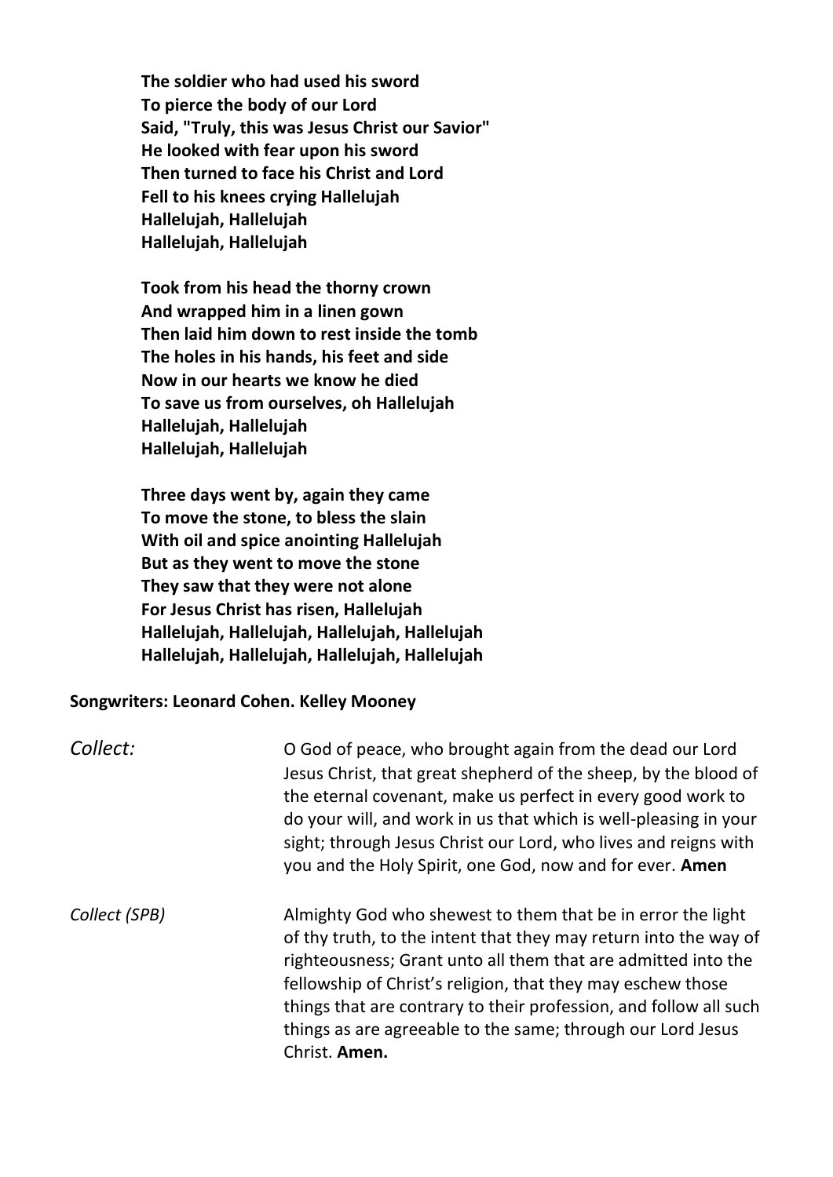**The soldier who had used his sword**
**To pierce the body of our Lord**
**Said, "Truly, this was Jesus Christ our Savior"**
**He looked with fear upon his sword**
**Then turned to face his Christ and Lord**
**Fell to his knees crying Hallelujah**
**Hallelujah, Hallelujah**
**Hallelujah, Hallelujah**

**Took from his head the thorny crown**
**And wrapped him in a linen gown**
**Then laid him down to rest inside the tomb**
**The holes in his hands, his feet and side**
**Now in our hearts we know he died**
**To save us from ourselves, oh Hallelujah**
**Hallelujah, Hallelujah**
**Hallelujah, Hallelujah**

**Three days went by, again they came**
**To move the stone, to bless the slain**
**With oil and spice anointing Hallelujah**
**But as they went to move the stone**
**They saw that they were not alone**
**For Jesus Christ has risen, Hallelujah**
**Hallelujah, Hallelujah, Hallelujah, Hallelujah**
**Hallelujah, Hallelujah, Hallelujah, Hallelujah**

**Songwriters: Leonard Cohen. Kelley Mooney**

*Collect:* O God of peace, who brought again from the dead our Lord Jesus Christ, that great shepherd of the sheep, by the blood of the eternal covenant, make us perfect in every good work to do your will, and work in us that which is well-pleasing in your sight; through Jesus Christ our Lord, who lives and reigns with you and the Holy Spirit, one God, now and for ever. **Amen**

*Collect (SPB)* Almighty God who shewest to them that be in error the light of thy truth, to the intent that they may return into the way of righteousness; Grant unto all them that are admitted into the fellowship of Christ's religion, that they may eschew those things that are contrary to their profession, and follow all such things as are agreeable to the same; through our Lord Jesus Christ. **Amen.**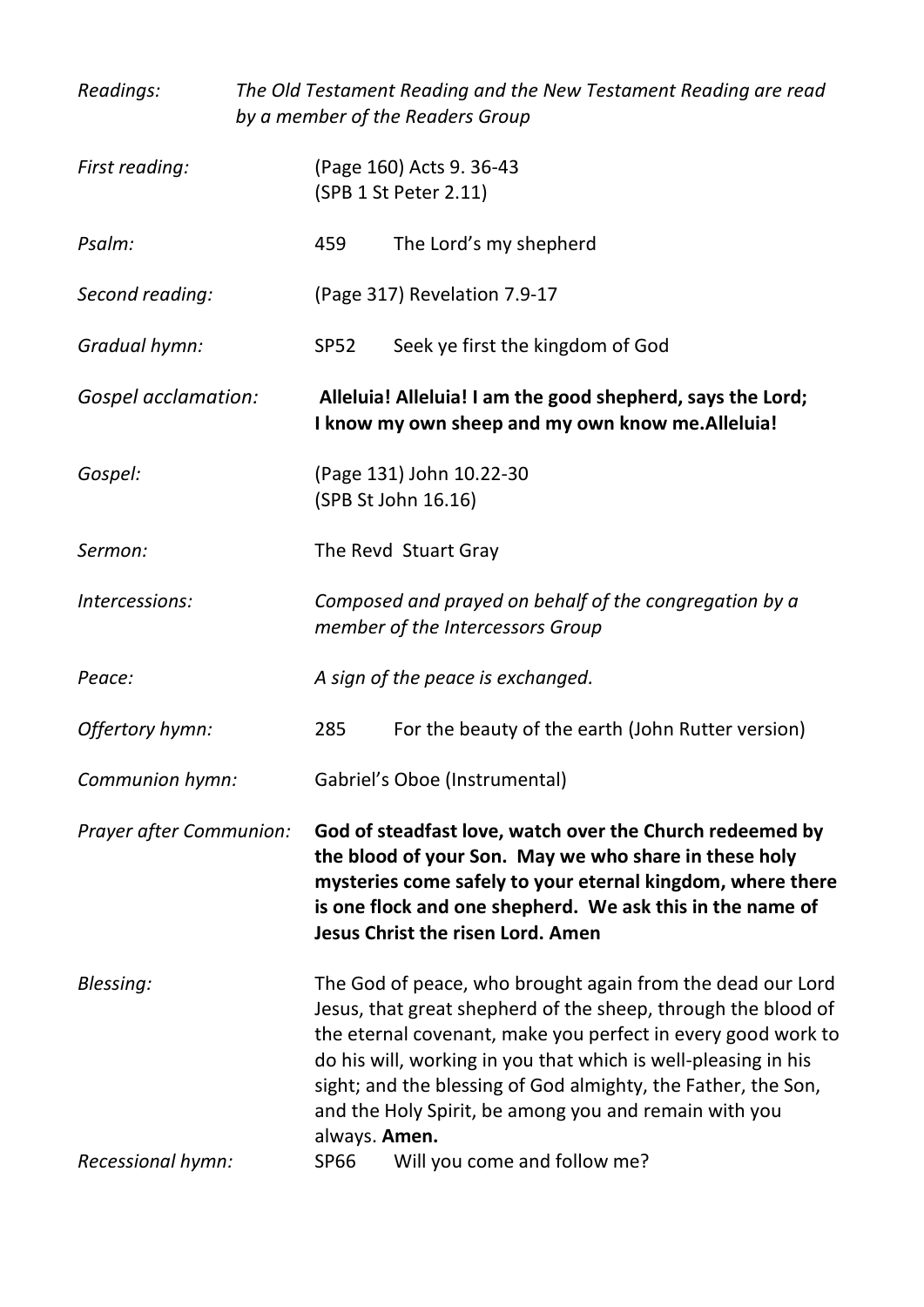*Readings:* *The Old Testament Reading and the New Testament Reading are read by a member of the Readers Group*

*First reading:* (Page 160) Acts 9. 36-43
(SPB 1 St Peter 2.11)

*Psalm:* 459 The Lord's my shepherd

*Second reading:* (Page 317) Revelation 7.9-17

*Gradual hymn:* SP52 Seek ye first the kingdom of God

*Gospel acclamation:* **Alleluia! Alleluia! I am the good shepherd, says the Lord; I know my own sheep and my own know me.Alleluia!**

*Gospel:* (Page 131) John 10.22-30
(SPB St John 16.16)

*Sermon:* The Revd Stuart Gray

*Intercessions:* *Composed and prayed on behalf of the congregation by a member of the Intercessors Group*

*Peace:* *A sign of the peace is exchanged.*

*Offertory hymn:* 285 For the beauty of the earth (John Rutter version)

*Communion hymn:* Gabriel's Oboe (Instrumental)

*Prayer after Communion:* **God of steadfast love, watch over the Church redeemed by the blood of your Son. May we who share in these holy mysteries come safely to your eternal kingdom, where there is one flock and one shepherd. We ask this in the name of Jesus Christ the risen Lord. Amen**

*Blessing:* The God of peace, who brought again from the dead our Lord Jesus, that great shepherd of the sheep, through the blood of the eternal covenant, make you perfect in every good work to do his will, working in you that which is well-pleasing in his sight; and the blessing of God almighty, the Father, the Son, and the Holy Spirit, be among you and remain with you always. **Amen.**

*Recessional hymn:* SP66 Will you come and follow me?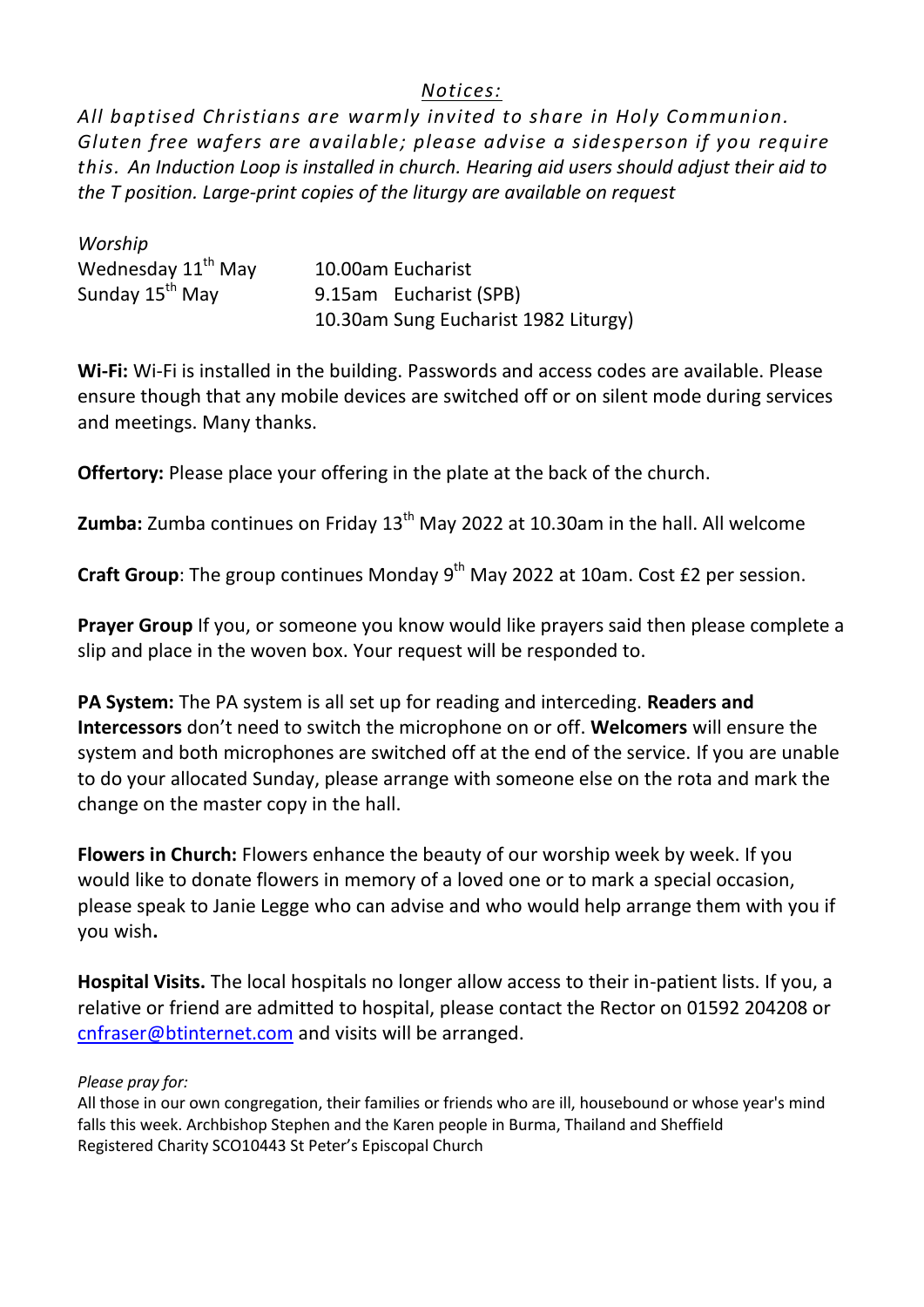*Notices:*

*All baptised Christians are warmly invited to share in Holy Communion. Gluten free wafers are available; please advise a sidesperson if you require this. An Induction Loop is installed in church. Hearing aid users should adjust their aid to the T position. Large-print copies of the liturgy are available on request*

*Worship*

| | |
|---|---|
| Wednesday 11th May | 10.00am Eucharist |
| Sunday 15th May | 9.15am Eucharist (SPB) |
| | 10.30am Sung Eucharist 1982 Liturgy) |

**Wi-Fi:** Wi-Fi is installed in the building. Passwords and access codes are available. Please ensure though that any mobile devices are switched off or on silent mode during services and meetings. Many thanks.

**Offertory:** Please place your offering in the plate at the back of the church.

**Zumba:** Zumba continues on Friday 13th May 2022 at 10.30am in the hall. All welcome

**Craft Group**: The group continues Monday 9th May 2022 at 10am. Cost £2 per session.

**Prayer Group** If you, or someone you know would like prayers said then please complete a slip and place in the woven box. Your request will be responded to.

**PA System:** The PA system is all set up for reading and interceding. **Readers and Intercessors** don't need to switch the microphone on or off. **Welcomers** will ensure the system and both microphones are switched off at the end of the service. If you are unable to do your allocated Sunday, please arrange with someone else on the rota and mark the change on the master copy in the hall.

**Flowers in Church:** Flowers enhance the beauty of our worship week by week. If you would like to donate flowers in memory of a loved one or to mark a special occasion, please speak to Janie Legge who can advise and who would help arrange them with you if you wish**.**

**Hospital Visits.** The local hospitals no longer allow access to their in-patient lists. If you, a relative or friend are admitted to hospital, please contact the Rector on 01592 204208 or cnfraser@btinternet.com and visits will be arranged.

*Please pray for:*

All those in our own congregation, their families or friends who are ill, housebound or whose year's mind falls this week. Archbishop Stephen and the Karen people in Burma, Thailand and Sheffield

Registered Charity SCO10443 St Peter's Episcopal Church